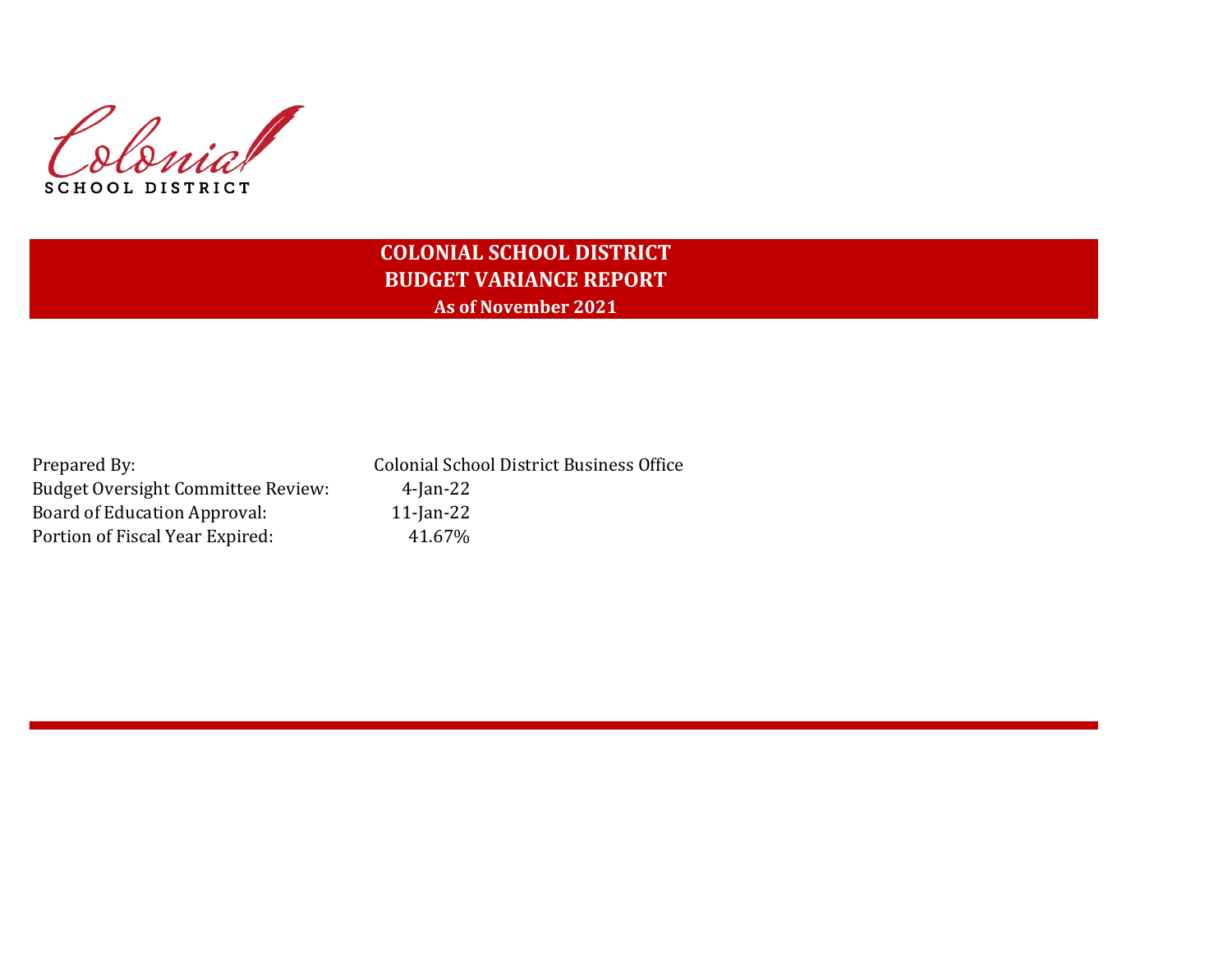Colonial
SCHOOL DISTRICT

# COLONIAL SCHOOL DISTRICT
## BUDGET VARIANCE REPORT
### As of November 2021

| | |
|---|---|
| Prepared By: | Colonial School District Business Office |
| Budget Oversight Committee Review: | 4-Jan-22 |
| Board of Education Approval: | 11-Jan-22 |
| Portion of Fiscal Year Expired: | 41.67% |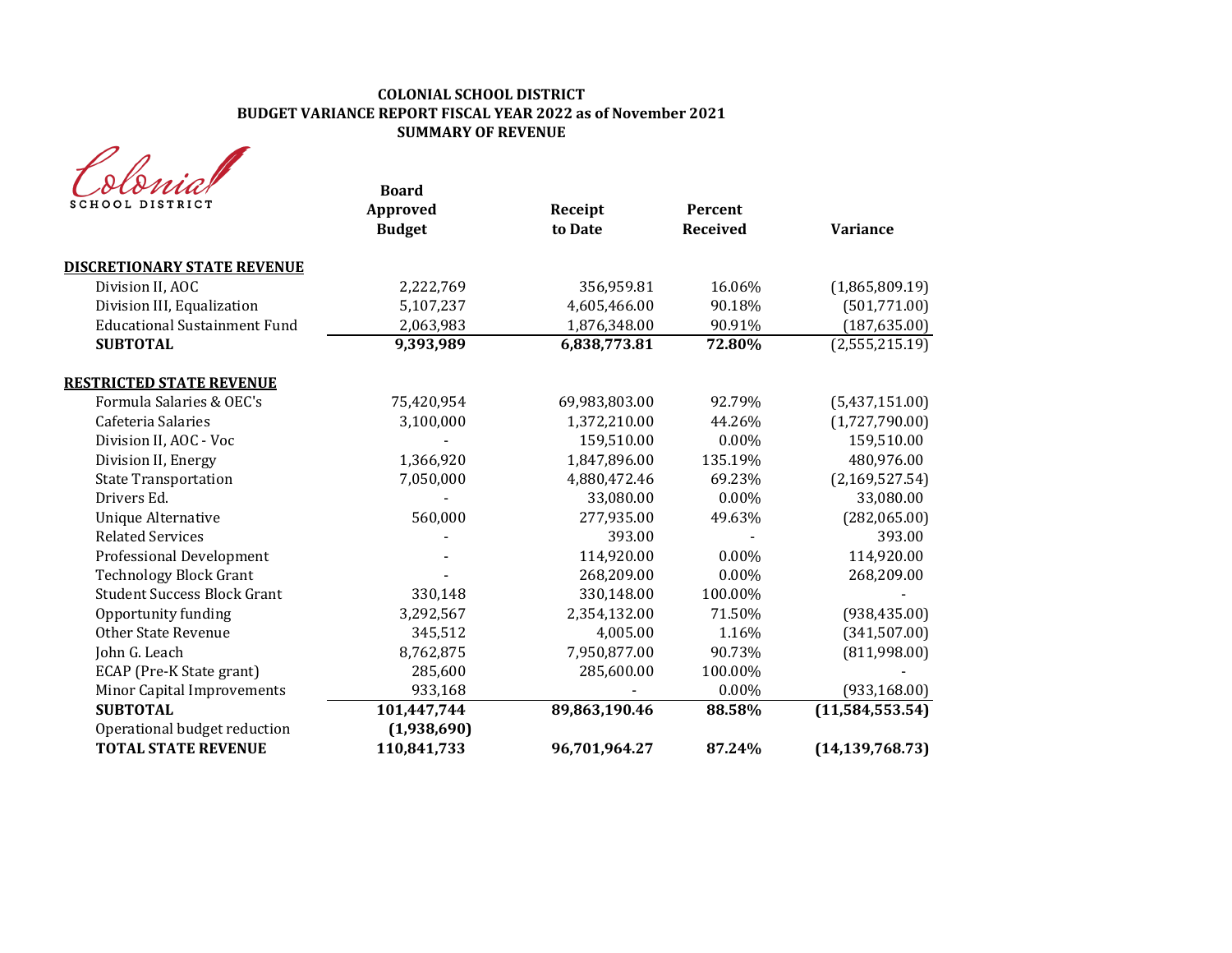**COLONIAL SCHOOL DISTRICT**
**BUDGET VARIANCE REPORT FISCAL YEAR 2022 as of November 2021**
**SUMMARY OF REVENUE**

Colonial SCHOOL DISTRICT

| | Board Approved Budget | Receipt to Date | Percent Received | Variance |
|---|---|---|---|---|
| **DISCRETIONARY STATE REVENUE** | | | | |
| Division II, AOC | 2,222,769 | 356,959.81 | 16.06% | (1,865,809.19) |
| Division III, Equalization | 5,107,237 | 4,605,466.00 | 90.18% | (501,771.00) |
| Educational Sustainment Fund | 2,063,983 | 1,876,348.00 | 90.91% | (187,635.00) |
| **SUBTOTAL** | **9,393,989** | **6,838,773.81** | **72.80%** | (2,555,215.19) |
| **RESTRICTED STATE REVENUE** | | | | |
| Formula Salaries & OEC's | 75,420,954 | 69,983,803.00 | 92.79% | (5,437,151.00) |
| Cafeteria Salaries | 3,100,000 | 1,372,210.00 | 44.26% | (1,727,790.00) |
| Division II, AOC - Voc | - | 159,510.00 | 0.00% | 159,510.00 |
| Division II, Energy | 1,366,920 | 1,847,896.00 | 135.19% | 480,976.00 |
| State Transportation | 7,050,000 | 4,880,472.46 | 69.23% | (2,169,527.54) |
| Drivers Ed. | - | 33,080.00 | 0.00% | 33,080.00 |
| Unique Alternative | 560,000 | 277,935.00 | 49.63% | (282,065.00) |
| Related Services | - | 393.00 | - | 393.00 |
| Professional Development | - | 114,920.00 | 0.00% | 114,920.00 |
| Technology Block Grant | - | 268,209.00 | 0.00% | 268,209.00 |
| Student Success Block Grant | 330,148 | 330,148.00 | 100.00% | - |
| Opportunity funding | 3,292,567 | 2,354,132.00 | 71.50% | (938,435.00) |
| Other State Revenue | 345,512 | 4,005.00 | 1.16% | (341,507.00) |
| John G. Leach | 8,762,875 | 7,950,877.00 | 90.73% | (811,998.00) |
| ECAP (Pre-K State grant) | 285,600 | 285,600.00 | 100.00% | - |
| Minor Capital Improvements | 933,168 | - | 0.00% | (933,168.00) |
| **SUBTOTAL** | **101,447,744** | **89,863,190.46** | **88.58%** | **(11,584,553.54)** |
| Operational budget reduction | **(1,938,690)** | | | |
| **TOTAL STATE REVENUE** | **110,841,733** | **96,701,964.27** | **87.24%** | **(14,139,768.73)** |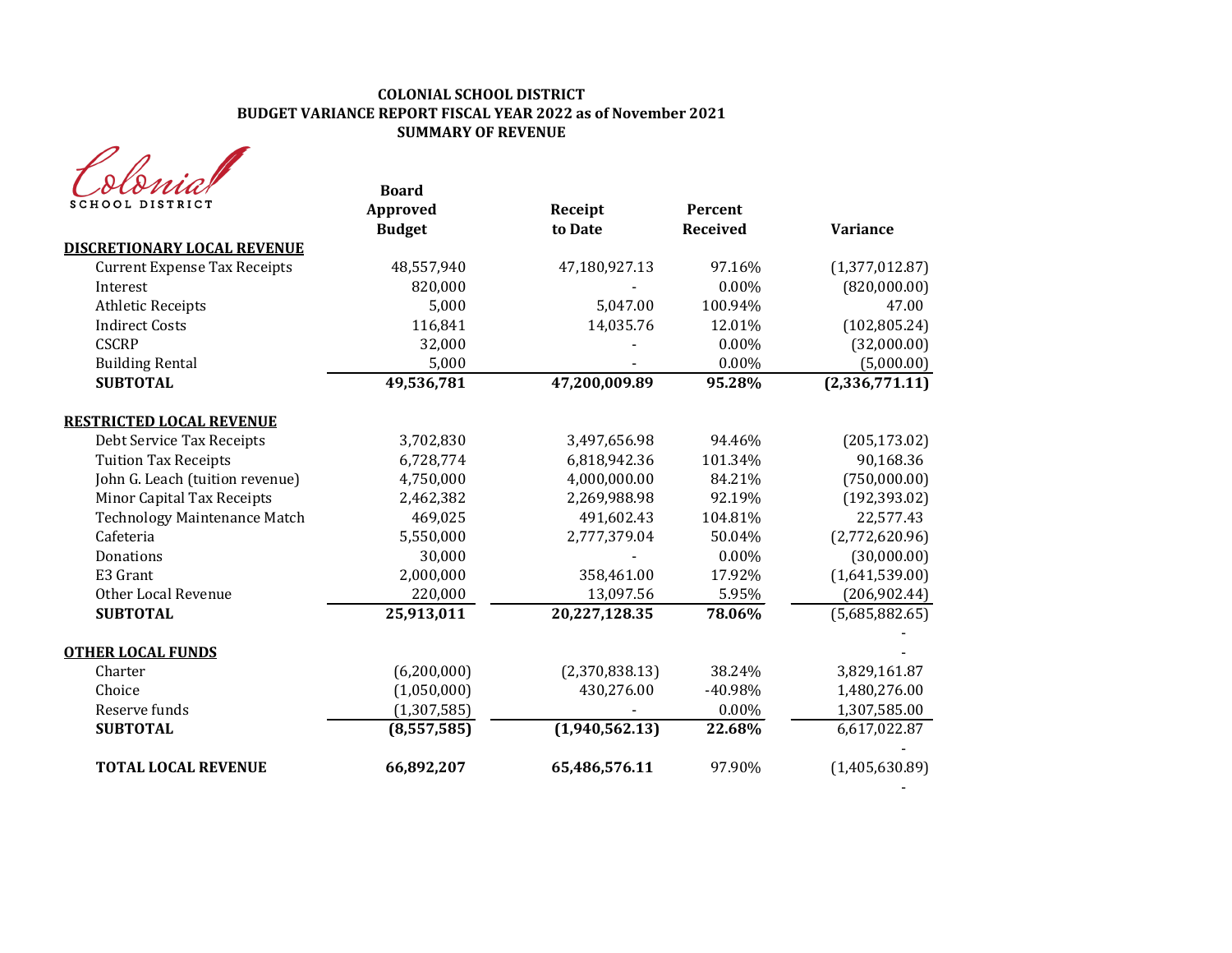**COLONIAL SCHOOL DISTRICT**
**BUDGET VARIANCE REPORT FISCAL YEAR 2022 as of November 2021**
**SUMMARY OF REVENUE**

Colonial SCHOOL DISTRICT

| | Board Approved Budget | Receipt to Date | Percent Received | Variance |
|---|---|---|---|---|
| **DISCRETIONARY LOCAL REVENUE** | | | | |
| Current Expense Tax Receipts | 48,557,940 | 47,180,927.13 | 97.16% | (1,377,012.87) |
| Interest | 820,000 | - | 0.00% | (820,000.00) |
| Athletic Receipts | 5,000 | 5,047.00 | 100.94% | 47.00 |
| Indirect Costs | 116,841 | 14,035.76 | 12.01% | (102,805.24) |
| CSCRP | 32,000 | - | 0.00% | (32,000.00) |
| Building Rental | 5,000 | - | 0.00% | (5,000.00) |
| **SUBTOTAL** | **49,536,781** | **47,200,009.89** | **95.28%** | **(2,336,771.11)** |
| **RESTRICTED LOCAL REVENUE** | | | | |
| Debt Service Tax Receipts | 3,702,830 | 3,497,656.98 | 94.46% | (205,173.02) |
| Tuition Tax Receipts | 6,728,774 | 6,818,942.36 | 101.34% | 90,168.36 |
| John G. Leach (tuition revenue) | 4,750,000 | 4,000,000.00 | 84.21% | (750,000.00) |
| Minor Capital Tax Receipts | 2,462,382 | 2,269,988.98 | 92.19% | (192,393.02) |
| Technology Maintenance Match | 469,025 | 491,602.43 | 104.81% | 22,577.43 |
| Cafeteria | 5,550,000 | 2,777,379.04 | 50.04% | (2,772,620.96) |
| Donations | 30,000 | - | 0.00% | (30,000.00) |
| E3 Grant | 2,000,000 | 358,461.00 | 17.92% | (1,641,539.00) |
| Other Local Revenue | 220,000 | 13,097.56 | 5.95% | (206,902.44) |
| **SUBTOTAL** | **25,913,011** | **20,227,128.35** | **78.06%** | (5,685,882.65) |
| | | | | - |
| **OTHER LOCAL FUNDS** | | | | - |
| Charter | (6,200,000) | (2,370,838.13) | 38.24% | 3,829,161.87 |
| Choice | (1,050,000) | 430,276.00 | -40.98% | 1,480,276.00 |
| Reserve funds | (1,307,585) | - | 0.00% | 1,307,585.00 |
| **SUBTOTAL** | **(8,557,585)** | **(1,940,562.13)** | **22.68%** | 6,617,022.87 |
| | | | | - |
| **TOTAL LOCAL REVENUE** | **66,892,207** | **65,486,576.11** | 97.90% | (1,405,630.89) |
| | | | | - |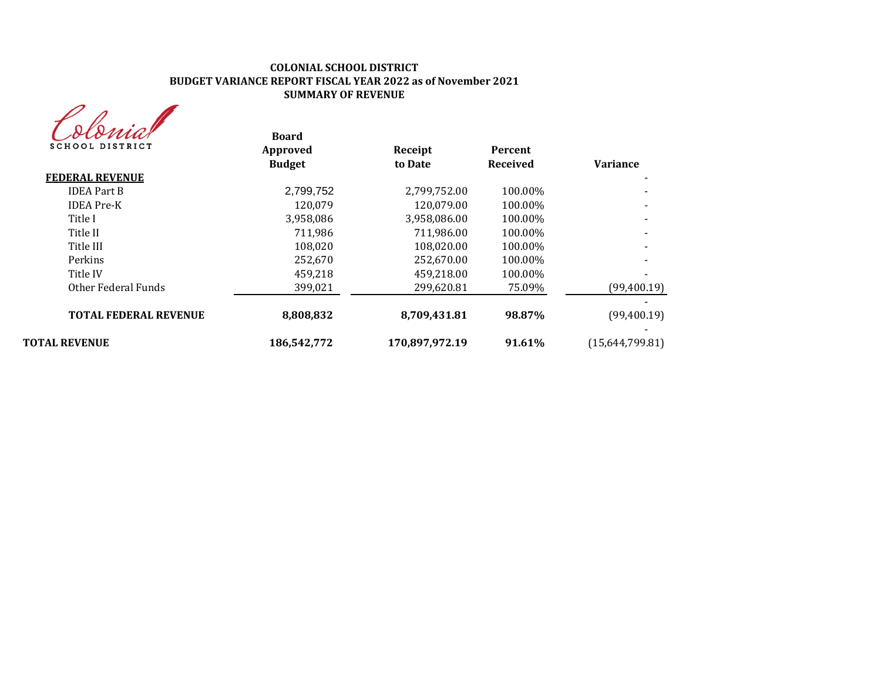**COLONIAL SCHOOL DISTRICT**
**BUDGET VARIANCE REPORT FISCAL YEAR 2022 as of November 2021**
**SUMMARY OF REVENUE**

Colonial SCHOOL DISTRICT

| | Board Approved Budget | Receipt to Date | Percent Received | Variance |
|---|---|---|---|---|
| **FEDERAL REVENUE** | | | | - |
| IDEA Part B | 2,799,752 | 2,799,752.00 | 100.00% | - |
| IDEA Pre-K | 120,079 | 120,079.00 | 100.00% | - |
| Title I | 3,958,086 | 3,958,086.00 | 100.00% | - |
| Title II | 711,986 | 711,986.00 | 100.00% | - |
| Title III | 108,020 | 108,020.00 | 100.00% | - |
| Perkins | 252,670 | 252,670.00 | 100.00% | - |
| Title IV | 459,218 | 459,218.00 | 100.00% | - |
| Other Federal Funds | 399,021 | 299,620.81 | 75.09% | (99,400.19) |
| | | | | - |
| **TOTAL FEDERAL REVENUE** | **8,808,832** | **8,709,431.81** | **98.87%** | (99,400.19) |
| | | | | - |
| **TOTAL REVENUE** | **186,542,772** | **170,897,972.19** | **91.61%** | (15,644,799.81) |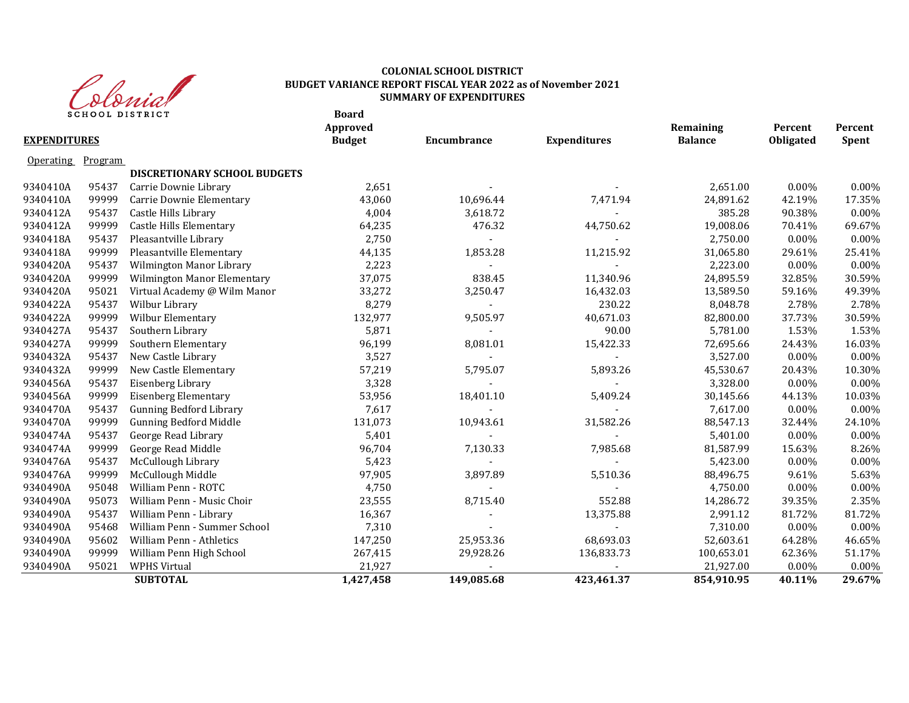**COLONIAL SCHOOL DISTRICT**
**BUDGET VARIANCE REPORT FISCAL YEAR 2022 as of November 2021**
**SUMMARY OF EXPENDITURES**

| **EXPENDITURES** | | | **Board Approved Budget** | **Encumbrance** | **Expenditures** | **Remaining Balance** | **Percent Obligated** | **Percent Spent** |
|---|---|---|---|---|---|---|---|---|
| Operating | Program | | | | | | | |
| | | **DISCRETIONARY SCHOOL BUDGETS** | | | | | | |
| 9340410A | 95437 | Carrie Downie Library | 2,651 | - | - | 2,651.00 | 0.00% | 0.00% |
| 9340410A | 99999 | Carrie Downie Elementary | 43,060 | 10,696.44 | 7,471.94 | 24,891.62 | 42.19% | 17.35% |
| 9340412A | 95437 | Castle Hills Library | 4,004 | 3,618.72 | - | 385.28 | 90.38% | 0.00% |
| 9340412A | 99999 | Castle Hills Elementary | 64,235 | 476.32 | 44,750.62 | 19,008.06 | 70.41% | 69.67% |
| 9340418A | 95437 | Pleasantville Library | 2,750 | - | - | 2,750.00 | 0.00% | 0.00% |
| 9340418A | 99999 | Pleasantville Elementary | 44,135 | 1,853.28 | 11,215.92 | 31,065.80 | 29.61% | 25.41% |
| 9340420A | 95437 | Wilmington Manor Library | 2,223 | - | - | 2,223.00 | 0.00% | 0.00% |
| 9340420A | 99999 | Wilmington Manor Elementary | 37,075 | 838.45 | 11,340.96 | 24,895.59 | 32.85% | 30.59% |
| 9340420A | 95021 | Virtual Academy @ Wilm Manor | 33,272 | 3,250.47 | 16,432.03 | 13,589.50 | 59.16% | 49.39% |
| 9340422A | 95437 | Wilbur Library | 8,279 | - | 230.22 | 8,048.78 | 2.78% | 2.78% |
| 9340422A | 99999 | Wilbur Elementary | 132,977 | 9,505.97 | 40,671.03 | 82,800.00 | 37.73% | 30.59% |
| 9340427A | 95437 | Southern Library | 5,871 | - | 90.00 | 5,781.00 | 1.53% | 1.53% |
| 9340427A | 99999 | Southern Elementary | 96,199 | 8,081.01 | 15,422.33 | 72,695.66 | 24.43% | 16.03% |
| 9340432A | 95437 | New Castle Library | 3,527 | - | - | 3,527.00 | 0.00% | 0.00% |
| 9340432A | 99999 | New Castle Elementary | 57,219 | 5,795.07 | 5,893.26 | 45,530.67 | 20.43% | 10.30% |
| 9340456A | 95437 | Eisenberg Library | 3,328 | - | - | 3,328.00 | 0.00% | 0.00% |
| 9340456A | 99999 | Eisenberg Elementary | 53,956 | 18,401.10 | 5,409.24 | 30,145.66 | 44.13% | 10.03% |
| 9340470A | 95437 | Gunning Bedford Library | 7,617 | - | - | 7,617.00 | 0.00% | 0.00% |
| 9340470A | 99999 | Gunning Bedford Middle | 131,073 | 10,943.61 | 31,582.26 | 88,547.13 | 32.44% | 24.10% |
| 9340474A | 95437 | George Read Library | 5,401 | - | - | 5,401.00 | 0.00% | 0.00% |
| 9340474A | 99999 | George Read Middle | 96,704 | 7,130.33 | 7,985.68 | 81,587.99 | 15.63% | 8.26% |
| 9340476A | 95437 | McCullough Library | 5,423 | - | - | 5,423.00 | 0.00% | 0.00% |
| 9340476A | 99999 | McCullough Middle | 97,905 | 3,897.89 | 5,510.36 | 88,496.75 | 9.61% | 5.63% |
| 9340490A | 95048 | William Penn - ROTC | 4,750 | - | - | 4,750.00 | 0.00% | 0.00% |
| 9340490A | 95073 | William Penn - Music Choir | 23,555 | 8,715.40 | 552.88 | 14,286.72 | 39.35% | 2.35% |
| 9340490A | 95437 | William Penn - Library | 16,367 | - | 13,375.88 | 2,991.12 | 81.72% | 81.72% |
| 9340490A | 95468 | William Penn - Summer School | 7,310 | - | - | 7,310.00 | 0.00% | 0.00% |
| 9340490A | 95602 | William Penn - Athletics | 147,250 | 25,953.36 | 68,693.03 | 52,603.61 | 64.28% | 46.65% |
| 9340490A | 99999 | William Penn High School | 267,415 | 29,928.26 | 136,833.73 | 100,653.01 | 62.36% | 51.17% |
| 9340490A | 95021 | WPHS Virtual | 21,927 | - | - | 21,927.00 | 0.00% | 0.00% |
| | | **SUBTOTAL** | **1,427,458** | **149,085.68** | **423,461.37** | **854,910.95** | **40.11%** | **29.67%** |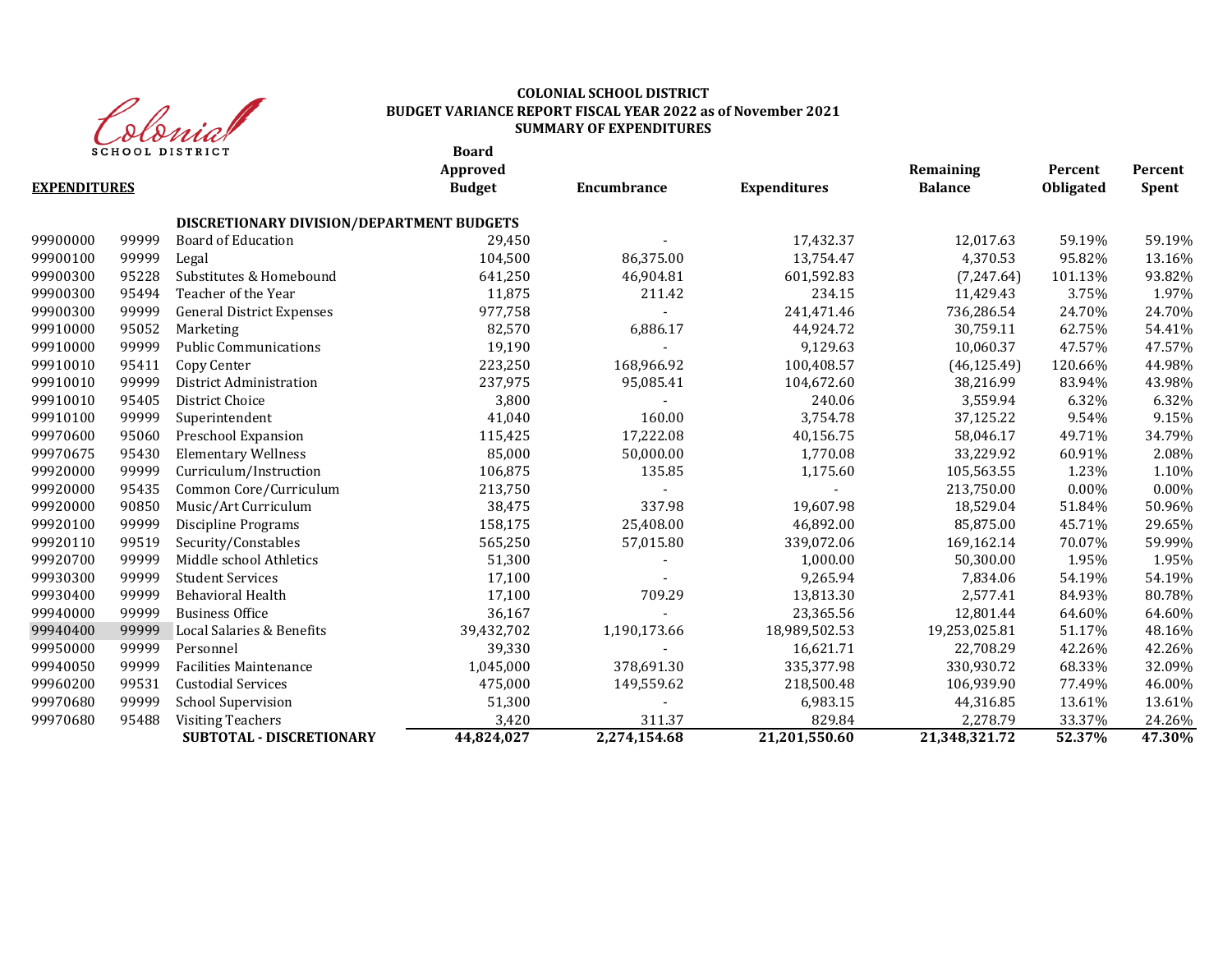Colonial SCHOOL DISTRICT

**COLONIAL SCHOOL DISTRICT**
**BUDGET VARIANCE REPORT FISCAL YEAR 2022 as of November 2021**
**SUMMARY OF EXPENDITURES**

| **EXPENDITURES** | | | **Board Approved Budget** | **Encumbrance** | **Expenditures** | **Remaining Balance** | **Percent Obligated** | **Percent Spent** |
|---|---|---|---|---|---|---|---|---|
| | | **DISCRETIONARY DIVISION/DEPARTMENT BUDGETS** | | | | | | |
| 99900000 | 99999 | Board of Education | 29,450 | - | 17,432.37 | 12,017.63 | 59.19% | 59.19% |
| 99900100 | 99999 | Legal | 104,500 | 86,375.00 | 13,754.47 | 4,370.53 | 95.82% | 13.16% |
| 99900300 | 95228 | Substitutes & Homebound | 641,250 | 46,904.81 | 601,592.83 | (7,247.64) | 101.13% | 93.82% |
| 99900300 | 95494 | Teacher of the Year | 11,875 | 211.42 | 234.15 | 11,429.43 | 3.75% | 1.97% |
| 99900300 | 99999 | General District Expenses | 977,758 | - | 241,471.46 | 736,286.54 | 24.70% | 24.70% |
| 99910000 | 95052 | Marketing | 82,570 | 6,886.17 | 44,924.72 | 30,759.11 | 62.75% | 54.41% |
| 99910000 | 99999 | Public Communications | 19,190 | - | 9,129.63 | 10,060.37 | 47.57% | 47.57% |
| 99910010 | 95411 | Copy Center | 223,250 | 168,966.92 | 100,408.57 | (46,125.49) | 120.66% | 44.98% |
| 99910010 | 99999 | District Administration | 237,975 | 95,085.41 | 104,672.60 | 38,216.99 | 83.94% | 43.98% |
| 99910010 | 95405 | District Choice | 3,800 | - | 240.06 | 3,559.94 | 6.32% | 6.32% |
| 99910100 | 99999 | Superintendent | 41,040 | 160.00 | 3,754.78 | 37,125.22 | 9.54% | 9.15% |
| 99970600 | 95060 | Preschool Expansion | 115,425 | 17,222.08 | 40,156.75 | 58,046.17 | 49.71% | 34.79% |
| 99970675 | 95430 | Elementary Wellness | 85,000 | 50,000.00 | 1,770.08 | 33,229.92 | 60.91% | 2.08% |
| 99920000 | 99999 | Curriculum/Instruction | 106,875 | 135.85 | 1,175.60 | 105,563.55 | 1.23% | 1.10% |
| 99920000 | 95435 | Common Core/Curriculum | 213,750 | - | - | 213,750.00 | 0.00% | 0.00% |
| 99920000 | 90850 | Music/Art Curriculum | 38,475 | 337.98 | 19,607.98 | 18,529.04 | 51.84% | 50.96% |
| 99920100 | 99999 | Discipline Programs | 158,175 | 25,408.00 | 46,892.00 | 85,875.00 | 45.71% | 29.65% |
| 99920110 | 99519 | Security/Constables | 565,250 | 57,015.80 | 339,072.06 | 169,162.14 | 70.07% | 59.99% |
| 99920700 | 99999 | Middle school Athletics | 51,300 | - | 1,000.00 | 50,300.00 | 1.95% | 1.95% |
| 99930300 | 99999 | Student Services | 17,100 | - | 9,265.94 | 7,834.06 | 54.19% | 54.19% |
| 99930400 | 99999 | Behavioral Health | 17,100 | 709.29 | 13,813.30 | 2,577.41 | 84.93% | 80.78% |
| 99940000 | 99999 | Business Office | 36,167 | - | 23,365.56 | 12,801.44 | 64.60% | 64.60% |
| 99940400 | 99999 | Local Salaries & Benefits | 39,432,702 | 1,190,173.66 | 18,989,502.53 | 19,253,025.81 | 51.17% | 48.16% |
| 99950000 | 99999 | Personnel | 39,330 | - | 16,621.71 | 22,708.29 | 42.26% | 42.26% |
| 99940050 | 99999 | Facilities Maintenance | 1,045,000 | 378,691.30 | 335,377.98 | 330,930.72 | 68.33% | 32.09% |
| 99960200 | 99531 | Custodial Services | 475,000 | 149,559.62 | 218,500.48 | 106,939.90 | 77.49% | 46.00% |
| 99970680 | 99999 | School Supervision | 51,300 | - | 6,983.15 | 44,316.85 | 13.61% | 13.61% |
| 99970680 | 95488 | Visiting Teachers | 3,420 | 311.37 | 829.84 | 2,278.79 | 33.37% | 24.26% |
| | | **SUBTOTAL - DISCRETIONARY** | **44,824,027** | **2,274,154.68** | **21,201,550.60** | **21,348,321.72** | **52.37%** | **47.30%** |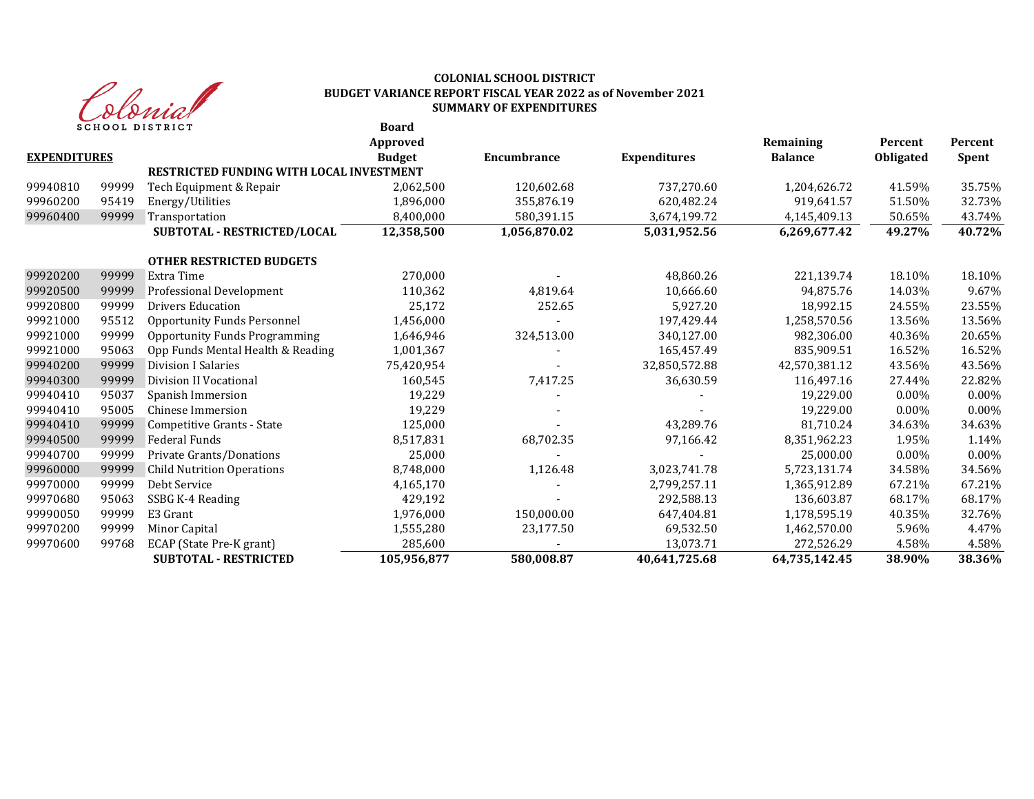**COLONIAL SCHOOL DISTRICT**
**BUDGET VARIANCE REPORT FISCAL YEAR 2022 as of November 2021**
**SUMMARY OF EXPENDITURES**

| **EXPENDITURES** | | | **Board Approved Budget** | **Encumbrance** | **Expenditures** | **Remaining Balance** | **Percent Obligated** | **Percent Spent** |
|---|---|---|---|---|---|---|---|---|
| | | **RESTRICTED FUNDING WITH LOCAL INVESTMENT** | | | | | | |
| 99940810 | 99999 | Tech Equipment & Repair | 2,062,500 | 120,602.68 | 737,270.60 | 1,204,626.72 | 41.59% | 35.75% |
| 99960200 | 95419 | Energy/Utilities | 1,896,000 | 355,876.19 | 620,482.24 | 919,641.57 | 51.50% | 32.73% |
| 99960400 | 99999 | Transportation | 8,400,000 | 580,391.15 | 3,674,199.72 | 4,145,409.13 | 50.65% | 43.74% |
| | | **SUBTOTAL - RESTRICTED/LOCAL** | **12,358,500** | **1,056,870.02** | **5,031,952.56** | **6,269,677.42** | **49.27%** | **40.72%** |
| | | **OTHER RESTRICTED BUDGETS** | | | | | | |
| 99920200 | 99999 | Extra Time | 270,000 | - | 48,860.26 | 221,139.74 | 18.10% | 18.10% |
| 99920500 | 99999 | Professional Development | 110,362 | 4,819.64 | 10,666.60 | 94,875.76 | 14.03% | 9.67% |
| 99920800 | 99999 | Drivers Education | 25,172 | 252.65 | 5,927.20 | 18,992.15 | 24.55% | 23.55% |
| 99921000 | 95512 | Opportunity Funds Personnel | 1,456,000 | - | 197,429.44 | 1,258,570.56 | 13.56% | 13.56% |
| 99921000 | 99999 | Opportunity Funds Programming | 1,646,946 | 324,513.00 | 340,127.00 | 982,306.00 | 40.36% | 20.65% |
| 99921000 | 95063 | Opp Funds Mental Health & Reading | 1,001,367 | - | 165,457.49 | 835,909.51 | 16.52% | 16.52% |
| 99940200 | 99999 | Division I Salaries | 75,420,954 | - | 32,850,572.88 | 42,570,381.12 | 43.56% | 43.56% |
| 99940300 | 99999 | Division II Vocational | 160,545 | 7,417.25 | 36,630.59 | 116,497.16 | 27.44% | 22.82% |
| 99940410 | 95037 | Spanish Immersion | 19,229 | - | - | 19,229.00 | 0.00% | 0.00% |
| 99940410 | 95005 | Chinese Immersion | 19,229 | - | - | 19,229.00 | 0.00% | 0.00% |
| 99940410 | 99999 | Competitive Grants - State | 125,000 | - | 43,289.76 | 81,710.24 | 34.63% | 34.63% |
| 99940500 | 99999 | Federal Funds | 8,517,831 | 68,702.35 | 97,166.42 | 8,351,962.23 | 1.95% | 1.14% |
| 99940700 | 99999 | Private Grants/Donations | 25,000 | - | - | 25,000.00 | 0.00% | 0.00% |
| 99960000 | 99999 | Child Nutrition Operations | 8,748,000 | 1,126.48 | 3,023,741.78 | 5,723,131.74 | 34.58% | 34.56% |
| 99970000 | 99999 | Debt Service | 4,165,170 | - | 2,799,257.11 | 1,365,912.89 | 67.21% | 67.21% |
| 99970680 | 95063 | SSBG K-4 Reading | 429,192 | - | 292,588.13 | 136,603.87 | 68.17% | 68.17% |
| 99990050 | 99999 | E3 Grant | 1,976,000 | 150,000.00 | 647,404.81 | 1,178,595.19 | 40.35% | 32.76% |
| 99970200 | 99999 | Minor Capital | 1,555,280 | 23,177.50 | 69,532.50 | 1,462,570.00 | 5.96% | 4.47% |
| 99970600 | 99768 | ECAP (State Pre-K grant) | 285,600 | - | 13,073.71 | 272,526.29 | 4.58% | 4.58% |
| | | **SUBTOTAL - RESTRICTED** | **105,956,877** | **580,008.87** | **40,641,725.68** | **64,735,142.45** | **38.90%** | **38.36%** |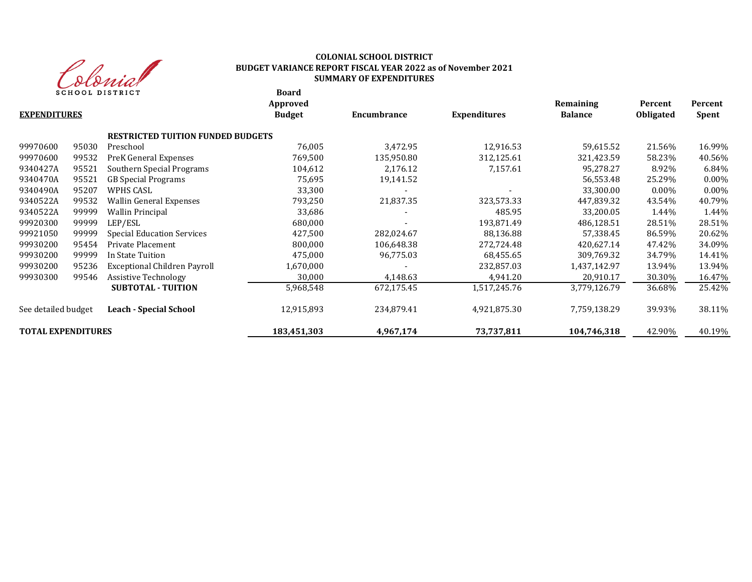# COLONIAL SCHOOL DISTRICT
## BUDGET VARIANCE REPORT FISCAL YEAR 2022 as of November 2021
## SUMMARY OF EXPENDITURES

| EXPENDITURES | | | Board Approved Budget | Encumbrance | Expenditures | Remaining Balance | Percent Obligated | Percent Spent |
|---|---|---|---|---|---|---|---|---|
| | | **RESTRICTED TUITION FUNDED BUDGETS** | | | | | | |
| 99970600 | 95030 | Preschool | 76,005 | 3,472.95 | 12,916.53 | 59,615.52 | 21.56% | 16.99% |
| 99970600 | 99532 | PreK General Expenses | 769,500 | 135,950.80 | 312,125.61 | 321,423.59 | 58.23% | 40.56% |
| 9340427A | 95521 | Southern Special Programs | 104,612 | 2,176.12 | 7,157.61 | 95,278.27 | 8.92% | 6.84% |
| 9340470A | 95521 | GB Special Programs | 75,695 | 19,141.52 | | 56,553.48 | 25.29% | 0.00% |
| 9340490A | 95207 | WPHS CASL | 33,300 | - | - | 33,300.00 | 0.00% | 0.00% |
| 9340522A | 99532 | Wallin General Expenses | 793,250 | 21,837.35 | 323,573.33 | 447,839.32 | 43.54% | 40.79% |
| 9340522A | 99999 | Wallin Principal | 33,686 | - | 485.95 | 33,200.05 | 1.44% | 1.44% |
| 99920300 | 99999 | LEP/ESL | 680,000 | - | 193,871.49 | 486,128.51 | 28.51% | 28.51% |
| 99921050 | 99999 | Special Education Services | 427,500 | 282,024.67 | 88,136.88 | 57,338.45 | 86.59% | 20.62% |
| 99930200 | 95454 | Private Placement | 800,000 | 106,648.38 | 272,724.48 | 420,627.14 | 47.42% | 34.09% |
| 99930200 | 99999 | In State Tuition | 475,000 | 96,775.03 | 68,455.65 | 309,769.32 | 34.79% | 14.41% |
| 99930200 | 95236 | Exceptional Children Payroll | 1,670,000 | - | 232,857.03 | 1,437,142.97 | 13.94% | 13.94% |
| 99930300 | 99546 | Assistive Technology | 30,000 | 4,148.63 | 4,941.20 | 20,910.17 | 30.30% | 16.47% |
| | | **SUBTOTAL - TUITION** | 5,968,548 | 672,175.45 | 1,517,245.76 | 3,779,126.79 | 36.68% | 25.42% |
| See detailed budget | | **Leach - Special School** | 12,915,893 | 234,879.41 | 4,921,875.30 | 7,759,138.29 | 39.93% | 38.11% |
| **TOTAL EXPENDITURES** | | | **183,451,303** | **4,967,174** | **73,737,811** | **104,746,318** | 42.90% | 40.19% |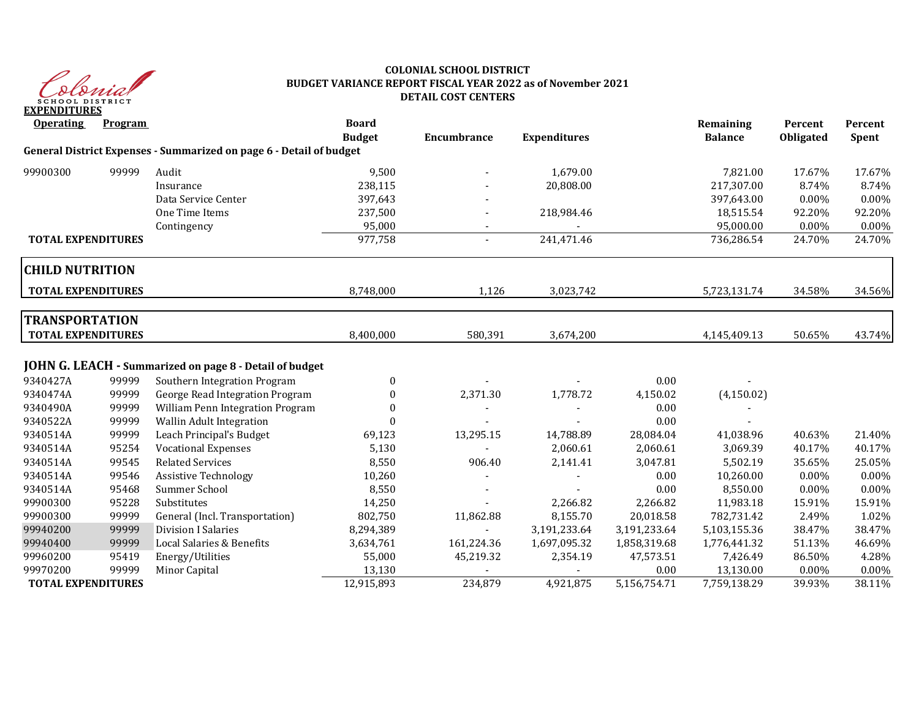Colonial SCHOOL DISTRICT

**COLONIAL SCHOOL DISTRICT**
**BUDGET VARIANCE REPORT FISCAL YEAR 2022 as of November 2021**
**DETAIL COST CENTERS**

**EXPENDITURES**

| Operating | Program | | Board Budget | Encumbrance | Expenditures | | Remaining Balance | Percent Obligated | Percent Spent |
|---|---|---|---|---|---|---|---|---|---|
| **General District Expenses - Summarized on page 6 - Detail of budget** | | | | | | | | | |
| 99900300 | 99999 | Audit | 9,500 | - | 1,679.00 | | 7,821.00 | 17.67% | 17.67% |
| | | Insurance | 238,115 | - | 20,808.00 | | 217,307.00 | 8.74% | 8.74% |
| | | Data Service Center | 397,643 | - | | | 397,643.00 | 0.00% | 0.00% |
| | | One Time Items | 237,500 | - | 218,984.46 | | 18,515.54 | 92.20% | 92.20% |
| | | Contingency | 95,000 | - | - | | 95,000.00 | 0.00% | 0.00% |
| **TOTAL EXPENDITURES** | | | 977,758 | - | 241,471.46 | | 736,286.54 | 24.70% | 24.70% |
| **CHILD NUTRITION** | | | | | | | | | |
| **TOTAL EXPENDITURES** | | | 8,748,000 | 1,126 | 3,023,742 | | 5,723,131.74 | 34.58% | 34.56% |
| **TRANSPORTATION** | | | | | | | | | |
| **TOTAL EXPENDITURES** | | | 8,400,000 | 580,391 | 3,674,200 | | 4,145,409.13 | 50.65% | 43.74% |
| **JOHN G. LEACH - Summarized on page 8 - Detail of budget** | | | | | | | | | |
| 9340427A | 99999 | Southern Integration Program | 0 | - | - | 0.00 | - | | |
| 9340474A | 99999 | George Read Integration Program | 0 | 2,371.30 | 1,778.72 | 4,150.02 | (4,150.02) | | |
| 9340490A | 99999 | William Penn Integration Program | 0 | - | - | 0.00 | - | | |
| 9340522A | 99999 | Wallin Adult Integration | 0 | - | - | 0.00 | - | | |
| 9340514A | 99999 | Leach Principal's Budget | 69,123 | 13,295.15 | 14,788.89 | 28,084.04 | 41,038.96 | 40.63% | 21.40% |
| 9340514A | 95254 | Vocational Expenses | 5,130 | - | 2,060.61 | 2,060.61 | 3,069.39 | 40.17% | 40.17% |
| 9340514A | 99545 | Related Services | 8,550 | 906.40 | 2,141.41 | 3,047.81 | 5,502.19 | 35.65% | 25.05% |
| 9340514A | 99546 | Assistive Technology | 10,260 | - | - | 0.00 | 10,260.00 | 0.00% | 0.00% |
| 9340514A | 95468 | Summer School | 8,550 | - | - | 0.00 | 8,550.00 | 0.00% | 0.00% |
| 99900300 | 95228 | Substitutes | 14,250 | - | 2,266.82 | 2,266.82 | 11,983.18 | 15.91% | 15.91% |
| 99900300 | 99999 | General (Incl. Transportation) | 802,750 | 11,862.88 | 8,155.70 | 20,018.58 | 782,731.42 | 2.49% | 1.02% |
| 99940200 | 99999 | Division I Salaries | 8,294,389 | - | 3,191,233.64 | 3,191,233.64 | 5,103,155.36 | 38.47% | 38.47% |
| 99940400 | 99999 | Local Salaries & Benefits | 3,634,761 | 161,224.36 | 1,697,095.32 | 1,858,319.68 | 1,776,441.32 | 51.13% | 46.69% |
| 99960200 | 95419 | Energy/Utilities | 55,000 | 45,219.32 | 2,354.19 | 47,573.51 | 7,426.49 | 86.50% | 4.28% |
| 99970200 | 99999 | Minor Capital | 13,130 | - | - | 0.00 | 13,130.00 | 0.00% | 0.00% |
| **TOTAL EXPENDITURES** | | | 12,915,893 | 234,879 | 4,921,875 | 5,156,754.71 | 7,759,138.29 | 39.93% | 38.11% |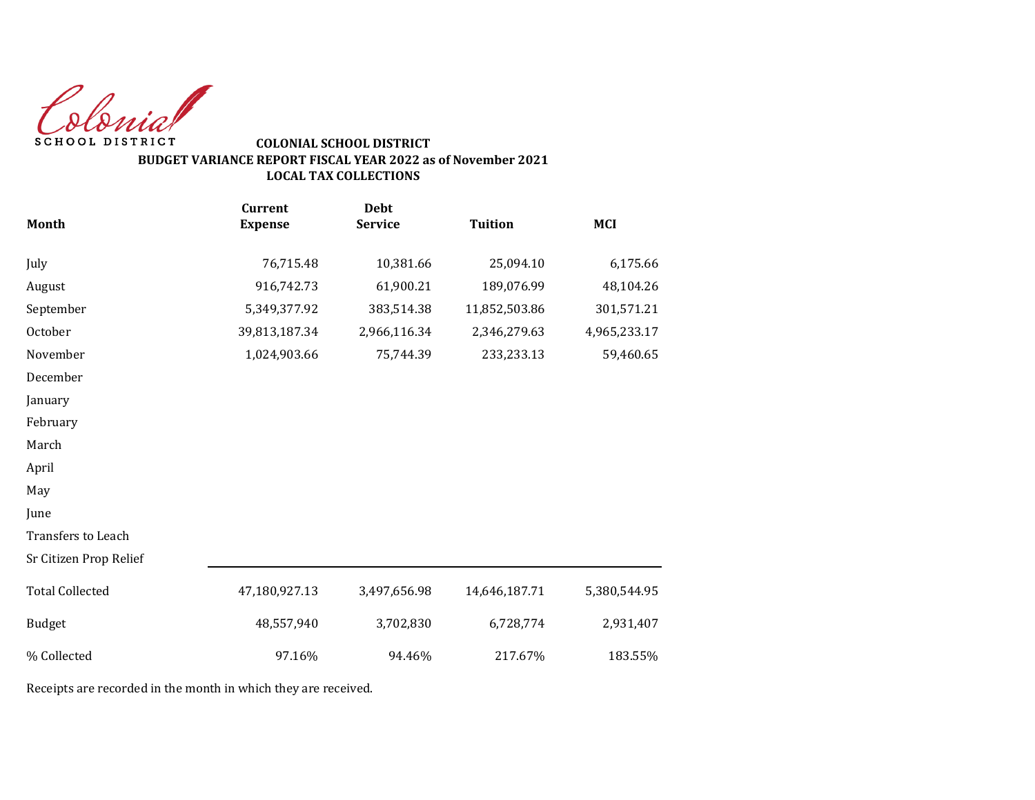Colonial SCHOOL DISTRICT

**COLONIAL SCHOOL DISTRICT**
**BUDGET VARIANCE REPORT FISCAL YEAR 2022 as of November 2021**
**LOCAL TAX COLLECTIONS**

| Month | Current Expense | Debt Service | Tuition | MCI |
|---|---|---|---|---|
| July | 76,715.48 | 10,381.66 | 25,094.10 | 6,175.66 |
| August | 916,742.73 | 61,900.21 | 189,076.99 | 48,104.26 |
| September | 5,349,377.92 | 383,514.38 | 11,852,503.86 | 301,571.21 |
| October | 39,813,187.34 | 2,966,116.34 | 2,346,279.63 | 4,965,233.17 |
| November | 1,024,903.66 | 75,744.39 | 233,233.13 | 59,460.65 |
| December | | | | |
| January | | | | |
| February | | | | |
| March | | | | |
| April | | | | |
| May | | | | |
| June | | | | |
| Transfers to Leach | | | | |
| Sr Citizen Prop Relief | | | | |
| Total Collected | 47,180,927.13 | 3,497,656.98 | 14,646,187.71 | 5,380,544.95 |
| Budget | 48,557,940 | 3,702,830 | 6,728,774 | 2,931,407 |
| % Collected | 97.16% | 94.46% | 217.67% | 183.55% |

Receipts are recorded in the month in which they are received.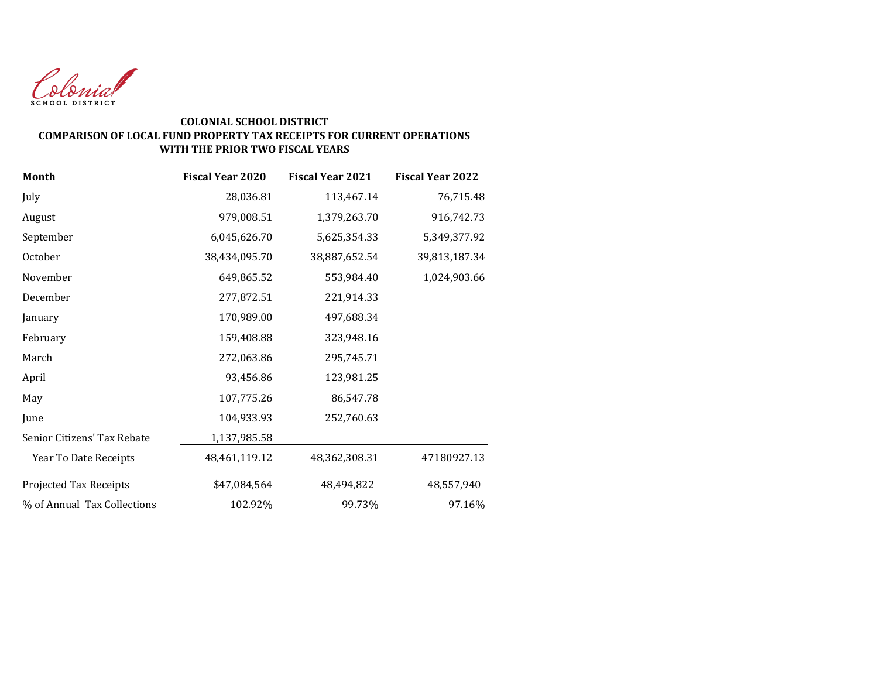Colonial
SCHOOL DISTRICT

**COLONIAL SCHOOL DISTRICT**
**COMPARISON OF LOCAL FUND PROPERTY TAX RECEIPTS FOR CURRENT OPERATIONS**
**WITH THE PRIOR TWO FISCAL YEARS**

| Month | Fiscal Year 2020 | Fiscal Year 2021 | Fiscal Year 2022 |
|---|---|---|---|
| July | 28,036.81 | 113,467.14 | 76,715.48 |
| August | 979,008.51 | 1,379,263.70 | 916,742.73 |
| September | 6,045,626.70 | 5,625,354.33 | 5,349,377.92 |
| October | 38,434,095.70 | 38,887,652.54 | 39,813,187.34 |
| November | 649,865.52 | 553,984.40 | 1,024,903.66 |
| December | 277,872.51 | 221,914.33 | |
| January | 170,989.00 | 497,688.34 | |
| February | 159,408.88 | 323,948.16 | |
| March | 272,063.86 | 295,745.71 | |
| April | 93,456.86 | 123,981.25 | |
| May | 107,775.26 | 86,547.78 | |
| June | 104,933.93 | 252,760.63 | |
| Senior Citizens' Tax Rebate | 1,137,985.58 | | |
| Year To Date Receipts | 48,461,119.12 | 48,362,308.31 | 47180927.13 |
| Projected Tax Receipts | $47,084,564 | 48,494,822 | 48,557,940 |
| % of Annual Tax Collections | 102.92% | 99.73% | 97.16% |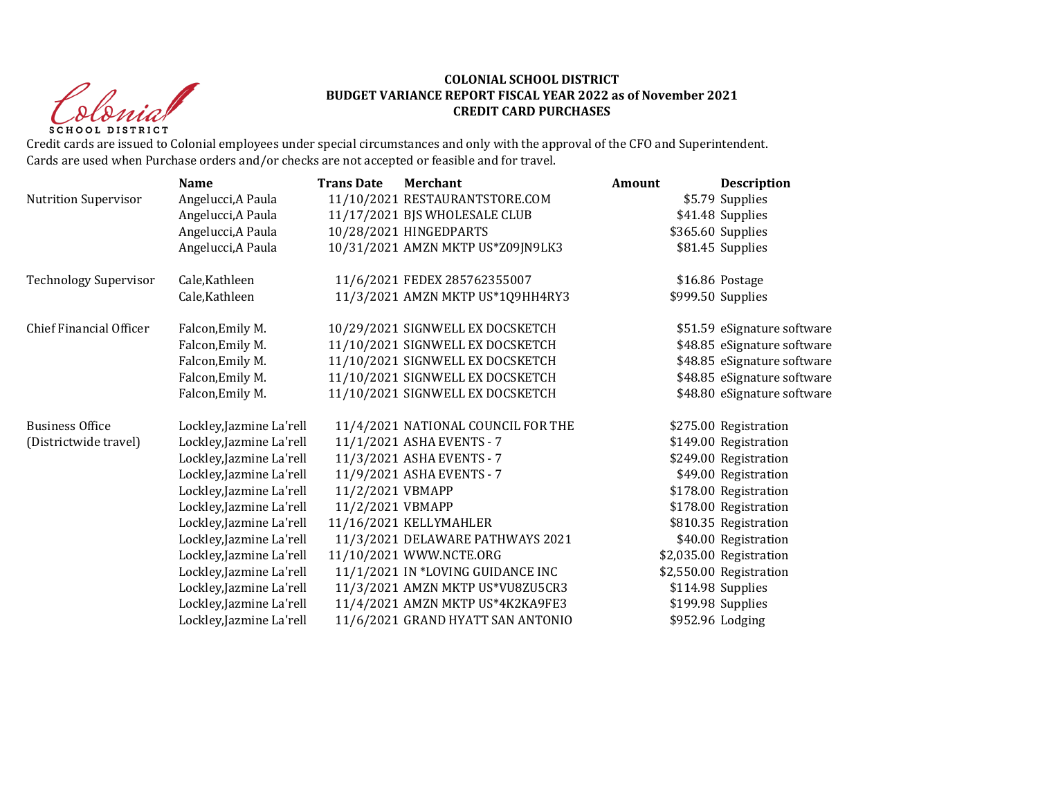**COLONIAL SCHOOL DISTRICT**
**BUDGET VARIANCE REPORT FISCAL YEAR 2022 as of November 2021**
**CREDIT CARD PURCHASES**

Credit cards are issued to Colonial employees under special circumstances and only with the approval of the CFO and Superintendent.
Cards are used when Purchase orders and/or checks are not accepted or feasible and for travel.

| | Name | Trans Date | Merchant | Amount | Description |
|---|---|---|---|---|---|
| Nutrition Supervisor | Angelucci,A Paula | 11/10/2021 | RESTAURANTSTORE.COM | $5.79 | Supplies |
| | Angelucci,A Paula | 11/17/2021 | BJS WHOLESALE CLUB | $41.48 | Supplies |
| | Angelucci,A Paula | 10/28/2021 | HINGEDPARTS | $365.60 | Supplies |
| | Angelucci,A Paula | 10/31/2021 | AMZN MKTP US*Z09JN9LK3 | $81.45 | Supplies |
| | | | | | |
| Technology Supervisor | Cale,Kathleen | 11/6/2021 | FEDEX 285762355007 | $16.86 | Postage |
| | Cale,Kathleen | 11/3/2021 | AMZN MKTP US*1Q9HH4RY3 | $999.50 | Supplies |
| | | | | | |
| Chief Financial Officer | Falcon,Emily M. | 10/29/2021 | SIGNWELL EX DOCSKETCH | $51.59 | eSignature software |
| | Falcon,Emily M. | 11/10/2021 | SIGNWELL EX DOCSKETCH | $48.85 | eSignature software |
| | Falcon,Emily M. | 11/10/2021 | SIGNWELL EX DOCSKETCH | $48.85 | eSignature software |
| | Falcon,Emily M. | 11/10/2021 | SIGNWELL EX DOCSKETCH | $48.85 | eSignature software |
| | Falcon,Emily M. | 11/10/2021 | SIGNWELL EX DOCSKETCH | $48.80 | eSignature software |
| | | | | | |
| Business Office | Lockley,Jazmine La'rell | 11/4/2021 | NATIONAL COUNCIL FOR THE | $275.00 | Registration |
| (Districtwide travel) | Lockley,Jazmine La'rell | 11/1/2021 | ASHA EVENTS - 7 | $149.00 | Registration |
| | Lockley,Jazmine La'rell | 11/3/2021 | ASHA EVENTS - 7 | $249.00 | Registration |
| | Lockley,Jazmine La'rell | 11/9/2021 | ASHA EVENTS - 7 | $49.00 | Registration |
| | Lockley,Jazmine La'rell | 11/2/2021 | VBMAPP | $178.00 | Registration |
| | Lockley,Jazmine La'rell | 11/2/2021 | VBMAPP | $178.00 | Registration |
| | Lockley,Jazmine La'rell | 11/16/2021 | KELLYMAHLER | $810.35 | Registration |
| | Lockley,Jazmine La'rell | 11/3/2021 | DELAWARE PATHWAYS 2021 | $40.00 | Registration |
| | Lockley,Jazmine La'rell | 11/10/2021 | WWW.NCTE.ORG | $2,035.00 | Registration |
| | Lockley,Jazmine La'rell | 11/1/2021 | IN *LOVING GUIDANCE INC | $2,550.00 | Registration |
| | Lockley,Jazmine La'rell | 11/3/2021 | AMZN MKTP US*VU8ZU5CR3 | $114.98 | Supplies |
| | Lockley,Jazmine La'rell | 11/4/2021 | AMZN MKTP US*4K2KA9FE3 | $199.98 | Supplies |
| | Lockley,Jazmine La'rell | 11/6/2021 | GRAND HYATT SAN ANTONIO | $952.96 | Lodging |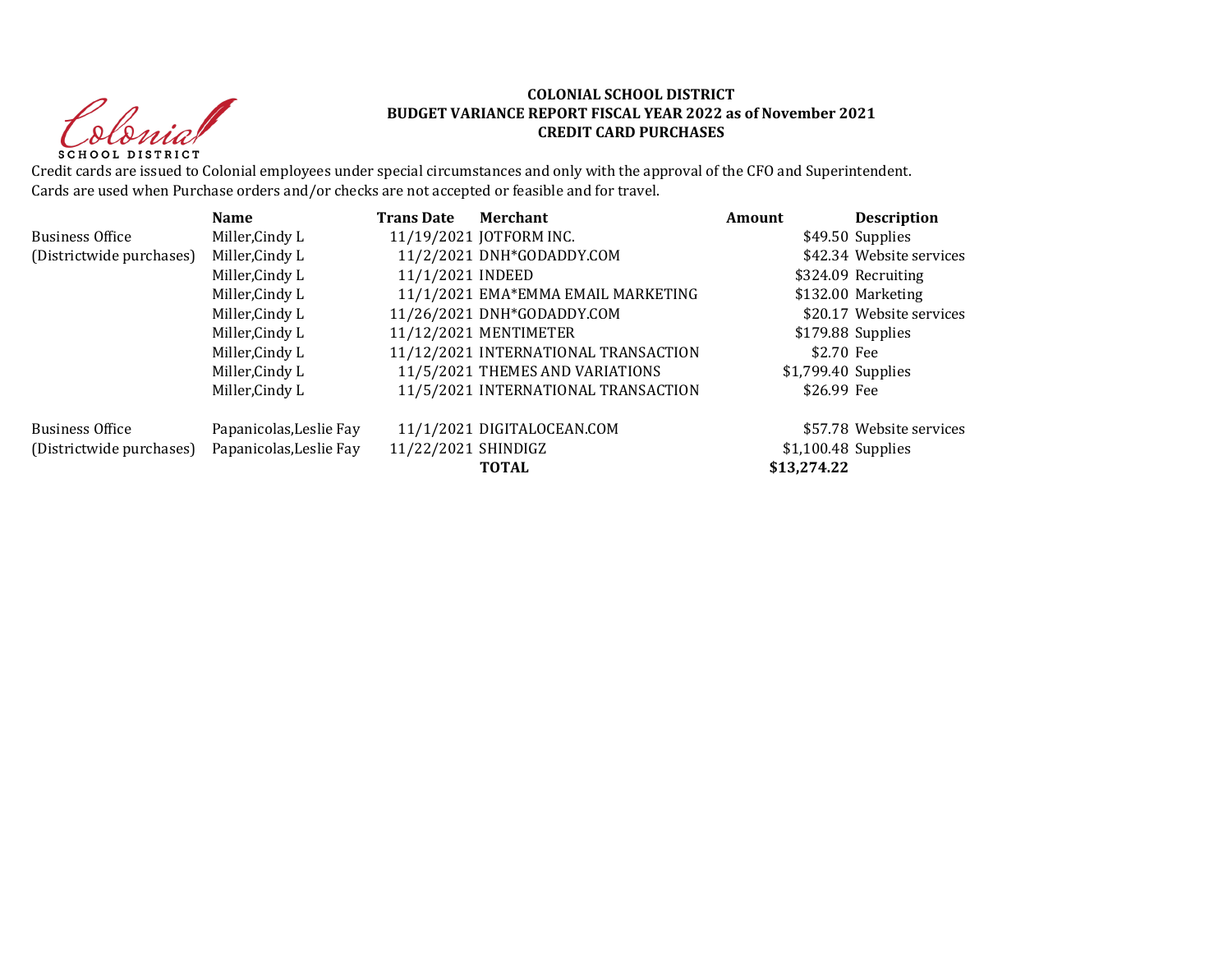**COLONIAL SCHOOL DISTRICT**
**BUDGET VARIANCE REPORT FISCAL YEAR 2022 as of November 2021**
**CREDIT CARD PURCHASES**

Credit cards are issued to Colonial employees under special circumstances and only with the approval of the CFO and Superintendent.
Cards are used when Purchase orders and/or checks are not accepted or feasible and for travel.

| | Name | Trans Date | Merchant | Amount | Description |
|---|---|---|---|---|---|
| Business Office | Miller,Cindy L | 11/19/2021 | JOTFORM INC. | $49.50 | Supplies |
| (Districtwide purchases) | Miller,Cindy L | 11/2/2021 | DNH*GODADDY.COM | $42.34 | Website services |
| | Miller,Cindy L | 11/1/2021 | INDEED | $324.09 | Recruiting |
| | Miller,Cindy L | 11/1/2021 | EMA*EMMA EMAIL MARKETING | $132.00 | Marketing |
| | Miller,Cindy L | 11/26/2021 | DNH*GODADDY.COM | $20.17 | Website services |
| | Miller,Cindy L | 11/12/2021 | MENTIMETER | $179.88 | Supplies |
| | Miller,Cindy L | 11/12/2021 | INTERNATIONAL TRANSACTION | $2.70 | Fee |
| | Miller,Cindy L | 11/5/2021 | THEMES AND VARIATIONS | $1,799.40 | Supplies |
| | Miller,Cindy L | 11/5/2021 | INTERNATIONAL TRANSACTION | $26.99 | Fee |
| | | | | | |
| Business Office | Papanicolas,Leslie Fay | 11/1/2021 | DIGITALOCEAN.COM | $57.78 | Website services |
| (Districtwide purchases) | Papanicolas,Leslie Fay | 11/22/2021 | SHINDIGZ | $1,100.48 | Supplies |
| | | | **TOTAL** | **$13,274.22** | |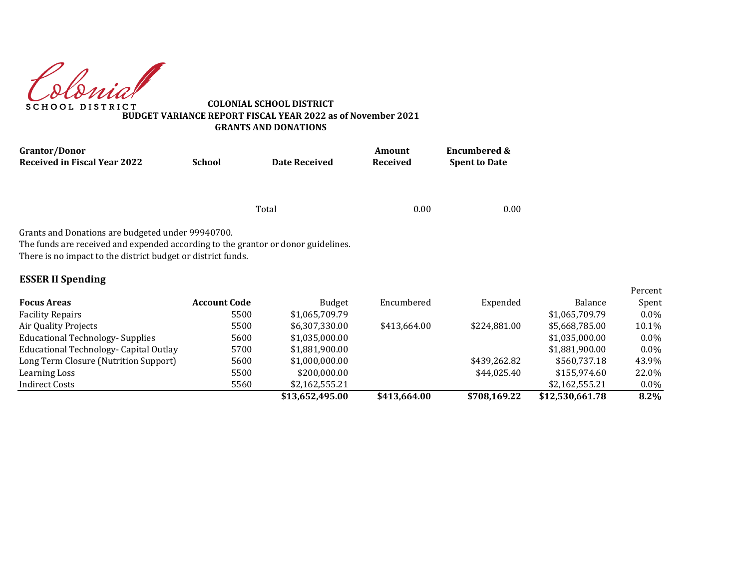Colonial
SCHOOL DISTRICT

**COLONIAL SCHOOL DISTRICT**
**BUDGET VARIANCE REPORT FISCAL YEAR 2022 as of November 2021**
**GRANTS AND DONATIONS**

| Grantor/Donor Received in Fiscal Year 2022 | School | Date Received | Amount Received | Encumbered & Spent to Date |
|---|---|---|---|---|
| | | Total | 0.00 | 0.00 |

Grants and Donations are budgeted under 99940700.
The funds are received and expended according to the grantor or donor guidelines.
There is no impact to the district budget or district funds.

## ESSER II Spending

| Focus Areas | Account Code | Budget | Encumbered | Expended | Balance | Percent Spent |
|---|---|---|---|---|---|---|
| Facility Repairs | 5500 | $1,065,709.79 | | | $1,065,709.79 | 0.0% |
| Air Quality Projects | 5500 | $6,307,330.00 | $413,664.00 | $224,881.00 | $5,668,785.00 | 10.1% |
| Educational Technology- Supplies | 5600 | $1,035,000.00 | | | $1,035,000.00 | 0.0% |
| Educational Technology- Capital Outlay | 5700 | $1,881,900.00 | | | $1,881,900.00 | 0.0% |
| Long Term Closure (Nutrition Support) | 5600 | $1,000,000.00 | | $439,262.82 | $560,737.18 | 43.9% |
| Learning Loss | 5500 | $200,000.00 | | $44,025.40 | $155,974.60 | 22.0% |
| Indirect Costs | 5560 | $2,162,555.21 | | | $2,162,555.21 | 0.0% |
| | | **$13,652,495.00** | **$413,664.00** | **$708,169.22** | **$12,530,661.78** | **8.2%** |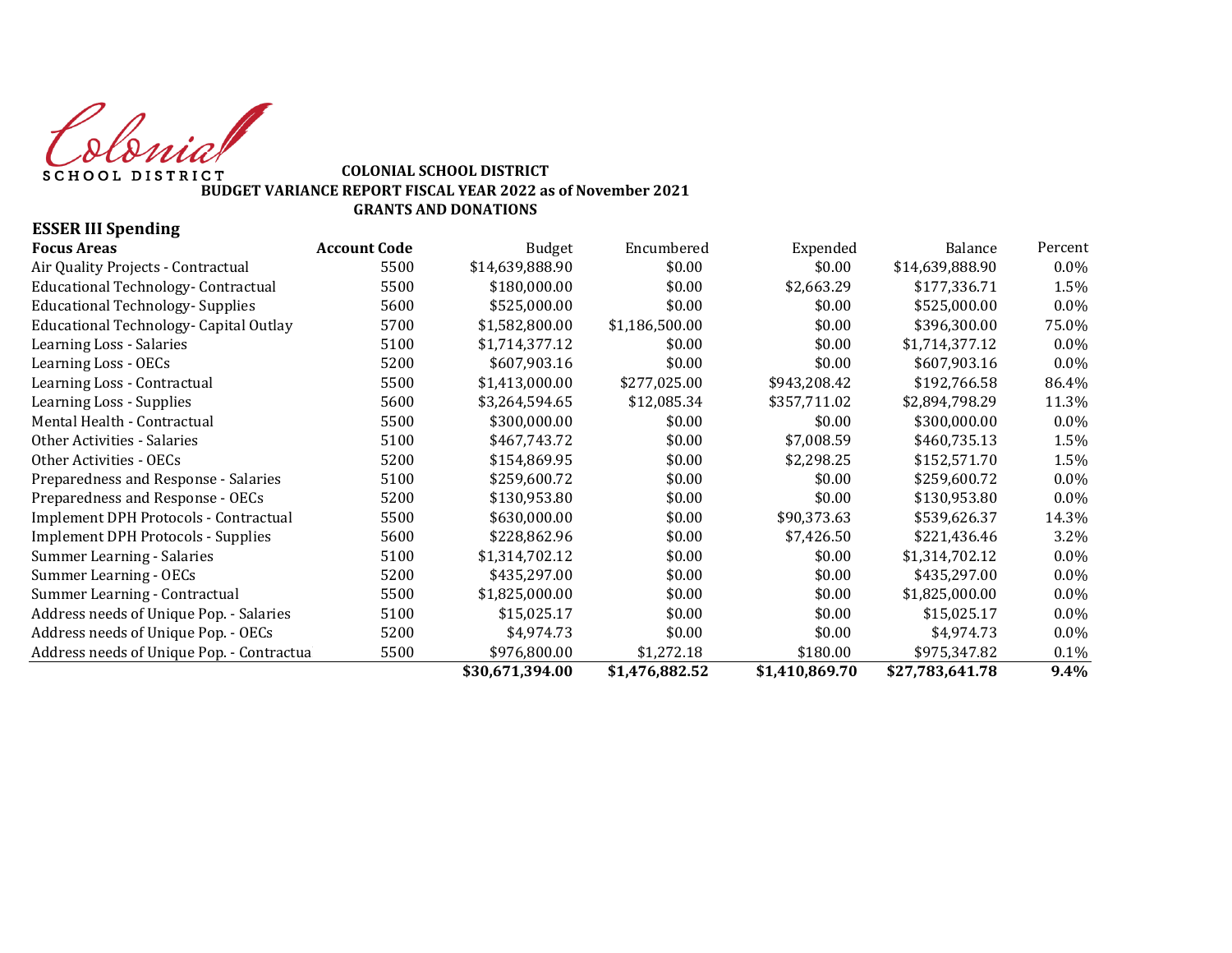Colonial SCHOOL DISTRICT

**COLONIAL SCHOOL DISTRICT**
**BUDGET VARIANCE REPORT FISCAL YEAR 2022 as of November 2021**
**GRANTS AND DONATIONS**

## ESSER III Spending

| Focus Areas | Account Code | Budget | Encumbered | Expended | Balance | Percent |
|---|---|---|---|---|---|---|
| Air Quality Projects - Contractual | 5500 | $14,639,888.90 | $0.00 | $0.00 | $14,639,888.90 | 0.0% |
| Educational Technology- Contractual | 5500 | $180,000.00 | $0.00 | $2,663.29 | $177,336.71 | 1.5% |
| Educational Technology- Supplies | 5600 | $525,000.00 | $0.00 | $0.00 | $525,000.00 | 0.0% |
| Educational Technology- Capital Outlay | 5700 | $1,582,800.00 | $1,186,500.00 | $0.00 | $396,300.00 | 75.0% |
| Learning Loss - Salaries | 5100 | $1,714,377.12 | $0.00 | $0.00 | $1,714,377.12 | 0.0% |
| Learning Loss - OECs | 5200 | $607,903.16 | $0.00 | $0.00 | $607,903.16 | 0.0% |
| Learning Loss - Contractual | 5500 | $1,413,000.00 | $277,025.00 | $943,208.42 | $192,766.58 | 86.4% |
| Learning Loss - Supplies | 5600 | $3,264,594.65 | $12,085.34 | $357,711.02 | $2,894,798.29 | 11.3% |
| Mental Health - Contractual | 5500 | $300,000.00 | $0.00 | $0.00 | $300,000.00 | 0.0% |
| Other Activities - Salaries | 5100 | $467,743.72 | $0.00 | $7,008.59 | $460,735.13 | 1.5% |
| Other Activities - OECs | 5200 | $154,869.95 | $0.00 | $2,298.25 | $152,571.70 | 1.5% |
| Preparedness and Response - Salaries | 5100 | $259,600.72 | $0.00 | $0.00 | $259,600.72 | 0.0% |
| Preparedness and Response - OECs | 5200 | $130,953.80 | $0.00 | $0.00 | $130,953.80 | 0.0% |
| Implement DPH Protocols - Contractual | 5500 | $630,000.00 | $0.00 | $90,373.63 | $539,626.37 | 14.3% |
| Implement DPH Protocols - Supplies | 5600 | $228,862.96 | $0.00 | $7,426.50 | $221,436.46 | 3.2% |
| Summer Learning - Salaries | 5100 | $1,314,702.12 | $0.00 | $0.00 | $1,314,702.12 | 0.0% |
| Summer Learning - OECs | 5200 | $435,297.00 | $0.00 | $0.00 | $435,297.00 | 0.0% |
| Summer Learning - Contractual | 5500 | $1,825,000.00 | $0.00 | $0.00 | $1,825,000.00 | 0.0% |
| Address needs of Unique Pop. - Salaries | 5100 | $15,025.17 | $0.00 | $0.00 | $15,025.17 | 0.0% |
| Address needs of Unique Pop. - OECs | 5200 | $4,974.73 | $0.00 | $0.00 | $4,974.73 | 0.0% |
| Address needs of Unique Pop. - Contractua | 5500 | $976,800.00 | $1,272.18 | $180.00 | $975,347.82 | 0.1% |
| | | **$30,671,394.00** | **$1,476,882.52** | **$1,410,869.70** | **$27,783,641.78** | **9.4%** |